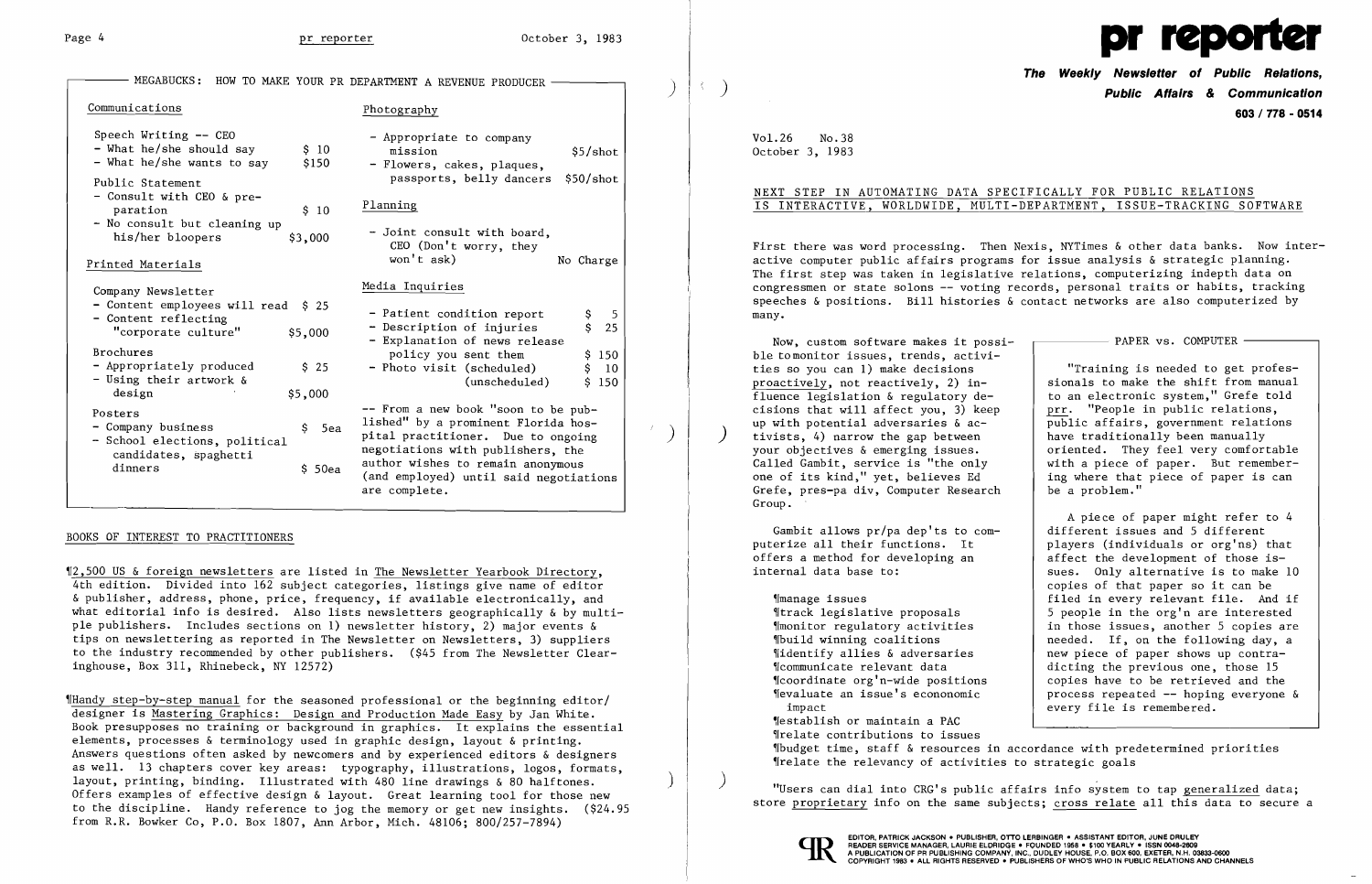## MEGABUCKS: HOW TO MAKE YOUR PR DEPARTMENT A REVENUE PRODUCER

### Communications

Speech Writing -- CEO

| | |
|---|---|
| - What he/she should say | $ 10 |
| - What he/she wants to say | $150 |

Public Statement

| | |
|---|---|
| - Consult with CEO & preparation | $ 10 |
| - No consult but cleaning up his/her bloopers | $3,000 |

### Printed Materials

Company Newsletter

| | |
|---|---|
| - Content employees will read | $ 25 |
| - Content reflecting "corporate culture" | $5,000 |

Brochures

| | |
|---|---|
| - Appropriately produced | $ 25 |
| - Using their artwork & design | $5,000 |

Posters

| | |
|---|---|
| - Company business | $ 5ea |
| - School elections, political candidates, spaghetti dinners | $ 50ea |

### Photography

| | |
|---|---|
| - Appropriate to company mission | $5/shot |
| - Flowers, cakes, plaques, passports, belly dancers | $50/shot |

### Planning

| | |
|---|---|
| - Joint consult with board, CEO (Don't worry, they won't ask) | No Charge |

### Media Inquiries

| | |
|---|---|
| - Patient condition report | $ 5 |
| - Description of injuries | $ 25 |
| - Explanation of news release policy you sent them | $ 150 |
| - Photo visit (scheduled) | $ 10 |
| (unscheduled) | $ 150 |

-- From a new book "soon to be published" by a prominent Florida hospital practitioner. Due to ongoing negotiations with publishers, the author wishes to remain anonymous (and employed) until said negotiations are complete.

## BOOKS OF INTEREST TO PRACTITIONERS

¶2,500 US & foreign newsletters are listed in The Newsletter Yearbook Directory, 4th edition. Divided into 162 subject categories, listings give name of editor & publisher, address, phone, price, frequency, if available electronically, and what editorial info is desired. Also lists newsletters geographically & by multiple publishers. Includes sections on 1) newsletter history, 2) major events & tips on newslettering as reported in The Newsletter on Newsletters, 3) suppliers to the industry recommended by other publishers. ($45 from The Newsletter Clearinghouse, Box 311, Rhinebeck, NY 12572)

¶Handy step-by-step manual for the seasoned professional or the beginning editor/designer is Mastering Graphics: Design and Production Made Easy by Jan White. Book presupposes no training or background in graphics. It explains the essential elements, processes & terminology used in graphic design, layout & printing. Answers questions often asked by newcomers and by experienced editors & designers as well. 13 chapters cover key areas: typography, illustrations, logos, formats, layout, printing, binding. Illustrated with 480 line drawings & 80 halftones. Offers examples of effective design & layout. Great learning tool for those new to the discipline. Handy reference to jog the memory or get new insights. ($24.95 from R.R. Bowker Co, P.O. Box 1807, Ann Arbor, Mich. 48106; 800/257-7894)

# pr reporter

**The Weekly Newsletter of Public Relations, Public Affairs & Communication**

**603 / 778 - 0514**

Vol.26 No.38
October 3, 1983

## NEXT STEP IN AUTOMATING DATA SPECIFICALLY FOR PUBLIC RELATIONS IS INTERACTIVE, WORLDWIDE, MULTI-DEPARTMENT, ISSUE-TRACKING SOFTWARE

First there was word processing. Then Nexis, NYTimes & other data banks. Now interactive computer public affairs programs for issue analysis & strategic planning. The first step was taken in legislative relations, computerizing indepth data on congressmen or state solons -- voting records, personal traits or habits, tracking speeches & positions. Bill histories & contact networks are also computerized by many.

Now, custom software makes it possible to monitor issues, trends, activities so you can 1) make decisions proactively, not reactively, 2) influence legislation & regulatory decisions that will affect you, 3) keep up with potential adversaries & activists, 4) narrow the gap between your objectives & emerging issues. Called Gambit, service is "the only one of its kind," yet, believes Ed Grefe, pres-pa div, Computer Research Group.

Gambit allows pr/pa dep'ts to computerize all their functions. It offers a method for developing an internal data base to:

¶manage issues
¶track legislative proposals
¶monitor regulatory activities
¶build winning coalitions
¶identify allies & adversaries
¶communicate relevant data
¶coordinate org'n-wide positions
¶evaluate an issue's econonomic impact
¶establish or maintain a PAC
¶relate contributions to issues
¶budget time, staff & resources in accordance with predetermined priorities
¶relate the relevancy of activities to strategic goals

> **PAPER vs. COMPUTER**
>
> "Training is needed to get professionals to make the shift from manual to an electronic system," Grefe told prr. "People in public relations, public affairs, government relations have traditionally been manually oriented. They feel very comfortable with a piece of paper. But remembering where that piece of paper is can be a problem."
>
> A piece of paper might refer to 4 different issues and 5 different players (individuals or org'ns) that affect the development of those issues. Only alternative is to make 10 copies of that paper so it can be filed in every relevant file. And if 5 people in the org'n are interested in those issues, another 5 copies are needed. If, on the following day, a new piece of paper shows up contradicting the previous one, those 15 copies have to be retrieved and the process repeated -- hoping everyone & every file is remembered.

"Users can dial into CRG's public affairs info system to tap generalized data; store proprietary info on the same subjects; cross relate all this data to secure a

EDITOR, PATRICK JACKSON • PUBLISHER, OTTO LERBINGER • ASSISTANT EDITOR, JUNE DRULEY
READER SERVICE MANAGER, LAURIE ELDRIDGE • FOUNDED 1958 • $100 YEARLY • ISSN 0048-2609
A PUBLICATION OF PR PUBLISHING COMPANY, INC., DUDLEY HOUSE, P.O. BOX 600, EXETER, N.H. 03833-0600
COPYRIGHT 1983 • ALL RIGHTS RESERVED • PUBLISHERS OF WHO'S WHO IN PUBLIC RELATIONS AND CHANNELS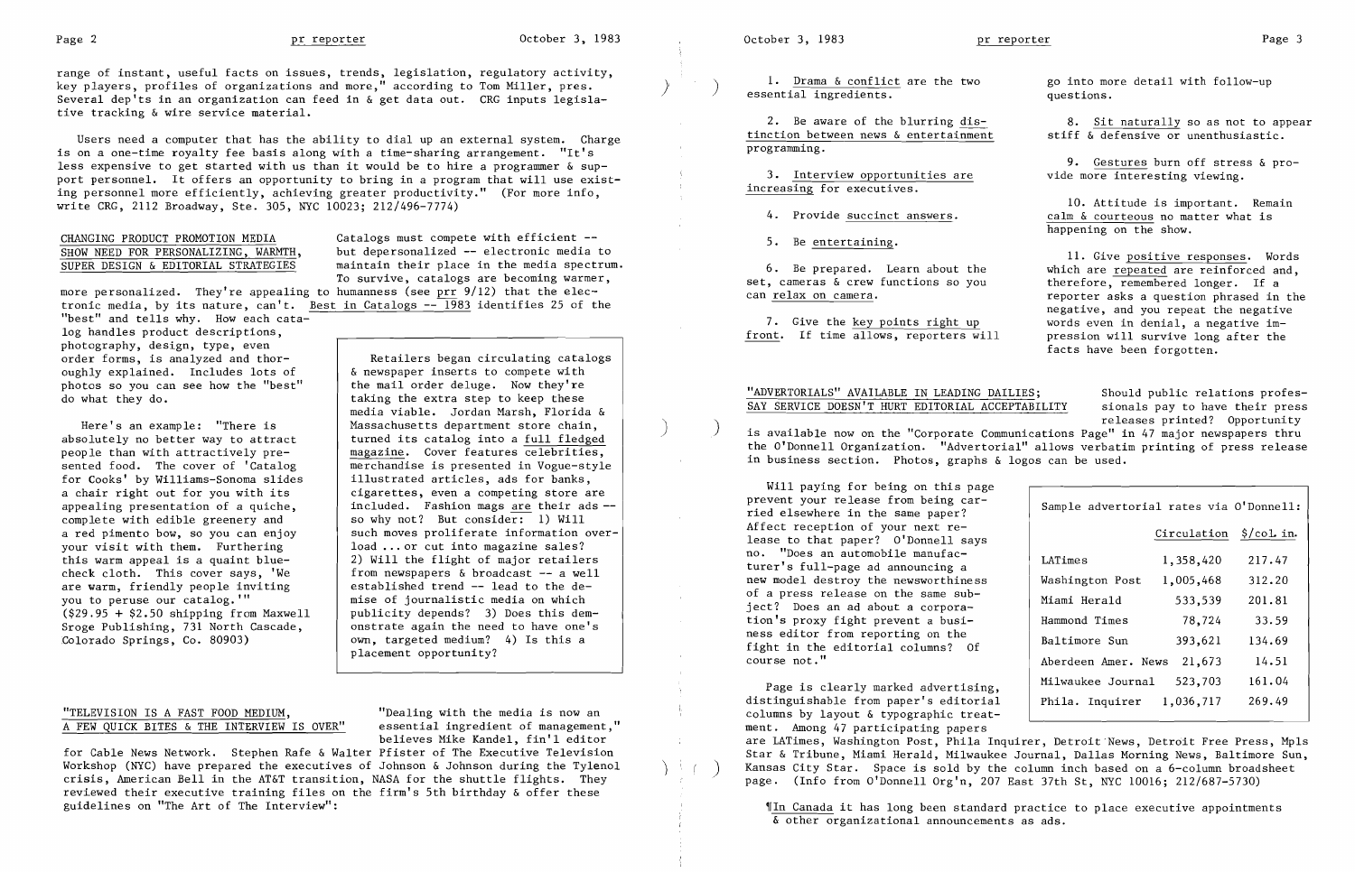range of instant, useful facts on issues, trends, legislation, regulatory activity, key players, profiles of organizations and more," according to Tom Miller, pres. Several dep'ts in an organization can feed in & get data out. CRG inputs legislative tracking & wire service material.

Users need a computer that has the ability to dial up an external system. Charge is on a one-time royalty fee basis along with a time-sharing arrangement. "It's less expensive to get started with us than it would be to hire a programmer & support personnel. It offers an opportunity to bring in a program that will use existing personnel more efficiently, achieving greater productivity." (For more info, write CRG, 2112 Broadway, Ste. 305, NYC 10023; 212/496-7774)

## CHANGING PRODUCT PROMOTION MEDIA SHOW NEED FOR PERSONALIZING, WARMTH, SUPER DESIGN & EDITORIAL STRATEGIES

Catalogs must compete with efficient -- but depersonalized -- electronic media to maintain their place in the media spectrum. To survive, catalogs are becoming warmer, more personalized. They're appealing to humanness (see prr 9/12) that the electronic media, by its nature, can't. Best in Catalogs -- 1983 identifies 25 of the "best" and tells why. How each catalog handles product descriptions, photography, design, type, even order forms, is analyzed and thoroughly explained. Includes lots of photos so you can see how the "best" do what they do.

Here's an example: "There is absolutely no better way to attract people than with attractively presented food. The cover of 'Catalog for Cooks' by Williams-Sonoma slides a chair right out for you with its appealing presentation of a quiche, complete with edible greenery and a red pimento bow, so you can enjoy your visit with them. Furthering this warm appeal is a quaint blue-check cloth. This cover says, 'We are warm, friendly people inviting you to peruse our catalog.'" ($29.95 + $2.50 shipping from Maxwell Sroge Publishing, 731 North Cascade, Colorado Springs, Co. 80903)

> Retailers began circulating catalogs & newspaper inserts to compete with the mail order deluge. Now they're taking the extra step to keep these media viable. Jordan Marsh, Florida & Massachusetts department store chain, turned its catalog into a full fledged magazine. Cover features celebrities, merchandise is presented in Vogue-style illustrated articles, ads for banks, cigarettes, even a competing store are included. Fashion mags are their ads -- so why not? But consider: 1) Will such moves proliferate information overload ... or cut into magazine sales? 2) Will the flight of major retailers from newspapers & broadcast -- a well established trend -- lead to the demise of journalistic media on which publicity depends? 3) Does this demonstrate again the need to have one's own, targeted medium? 4) Is this a placement opportunity?

## "TELEVISION IS A FAST FOOD MEDIUM, A FEW QUICK BITES & THE INTERVIEW IS OVER"

"Dealing with the media is now an essential ingredient of management," believes Mike Kandel, fin'l editor for Cable News Network. Stephen Rafe & Walter Pfister of The Executive Television Workshop (NYC) have prepared the executives of Johnson & Johnson during the Tylenol crisis, American Bell in the AT&T transition, NASA for the shuttle flights. They reviewed their executive training files on the firm's 5th birthday & offer these guidelines on "The Art of The Interview":

1. Drama & conflict are the two essential ingredients.

2. Be aware of the blurring distinction between news & entertainment programming.

3. Interview opportunities are increasing for executives.

4. Provide succinct answers.

5. Be entertaining.

6. Be prepared. Learn about the set, cameras & crew functions so you can relax on camera.

7. Give the key points right up front. If time allows, reporters will go into more detail with follow-up questions.

8. Sit naturally so as not to appear stiff & defensive or unenthusiastic.

9. Gestures burn off stress & provide more interesting viewing.

10. Attitude is important. Remain calm & courteous no matter what is happening on the show.

11. Give positive responses. Words which are repeated are reinforced and, therefore, remembered longer. If a reporter asks a question phrased in the negative, and you repeat the negative words even in denial, a negative impression will survive long after the facts have been forgotten.

## "ADVERTORIALS" AVAILABLE IN LEADING DAILIES; SAY SERVICE DOESN'T HURT EDITORIAL ACCEPTABILITY

Should public relations professionals pay to have their press releases printed? Opportunity is available now on the "Corporate Communications Page" in 47 major newspapers thru the O'Donnell Organization. "Advertorial" allows verbatim printing of press release in business section. Photos, graphs & logos can be used.

Will paying for being on this page prevent your release from being carried elsewhere in the same paper? Affect reception of your next release to that paper? O'Donnell says no. "Does an automobile manufacturer's full-page ad announcing a new model destroy the newsworthiness of a press release on the same subject? Does an ad about a corporation's proxy fight prevent a business editor from reporting on the fight in the editorial columns? Of course not."

Sample advertorial rates via O'Donnell:

| | Circulation | $/col. in. |
|---|---|---|
| LATimes | 1,358,420 | 217.47 |
| Washington Post | 1,005,468 | 312.20 |
| Miami Herald | 533,539 | 201.81 |
| Hammond Times | 78,724 | 33.59 |
| Baltimore Sun | 393,621 | 134.69 |
| Aberdeen Amer. News | 21,673 | 14.51 |
| Milwaukee Journal | 523,703 | 161.04 |
| Phila. Inquirer | 1,036,717 | 269.49 |

Page is clearly marked advertising, distinguishable from paper's editorial columns by layout & typographic treatment. Among 47 participating papers are LATimes, Washington Post, Phila Inquirer, Detroit News, Detroit Free Press, Mpls Star & Tribune, Miami Herald, Milwaukee Journal, Dallas Morning News, Baltimore Sun, Kansas City Star. Space is sold by the column inch based on a 6-column broadsheet page. (Info from O'Donnell Org'n, 207 East 37th St, NYC 10016; 212/687-5730)

¶In Canada it has long been standard practice to place executive appointments & other organizational announcements as ads.